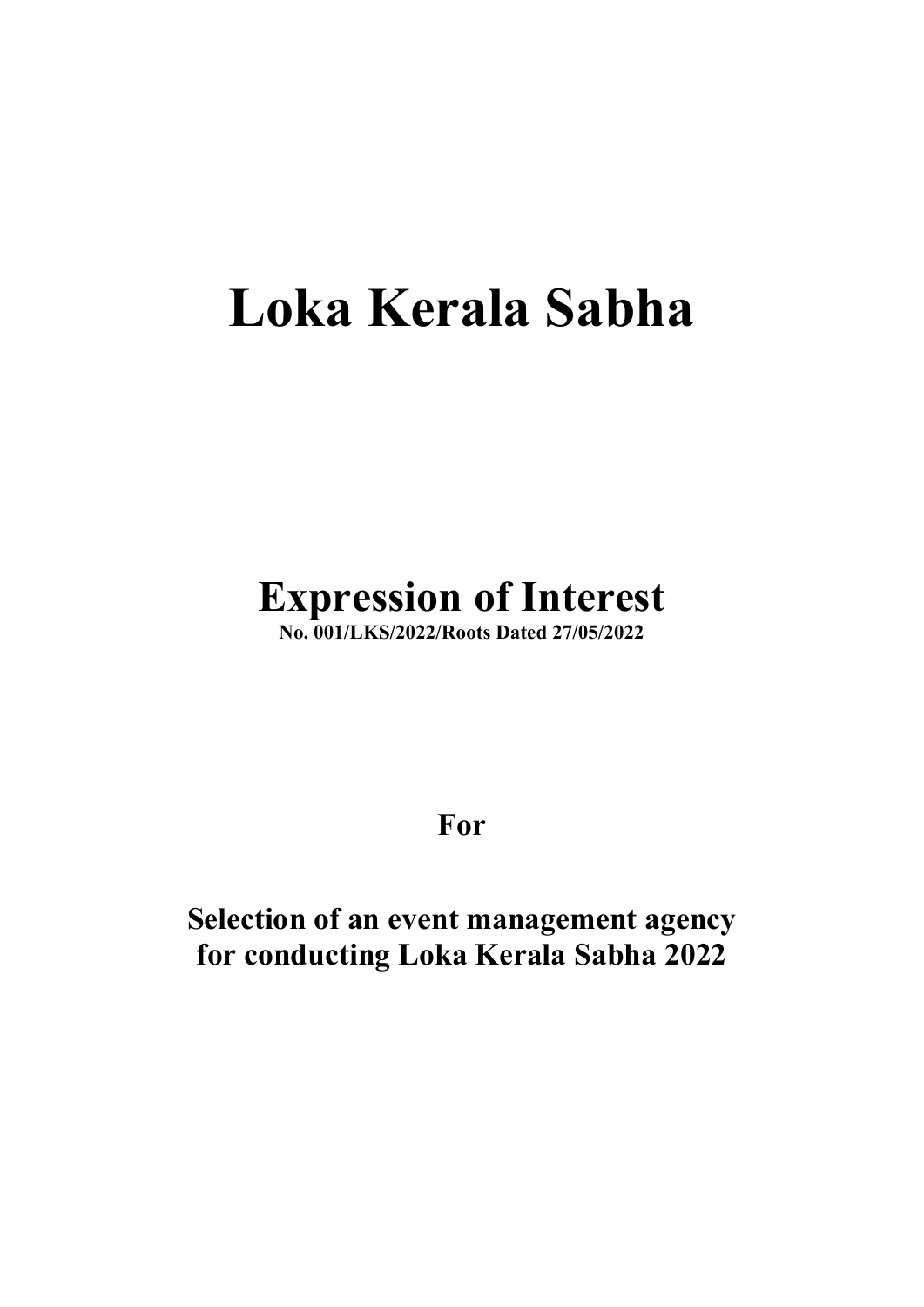# Loka Kerala Sabha

## Expression of Interest

**No. 001/LKS/2022/Roots Dated 27/05/2022**

**For**

**Selection of an event management agency for conducting Loka Kerala Sabha 2022**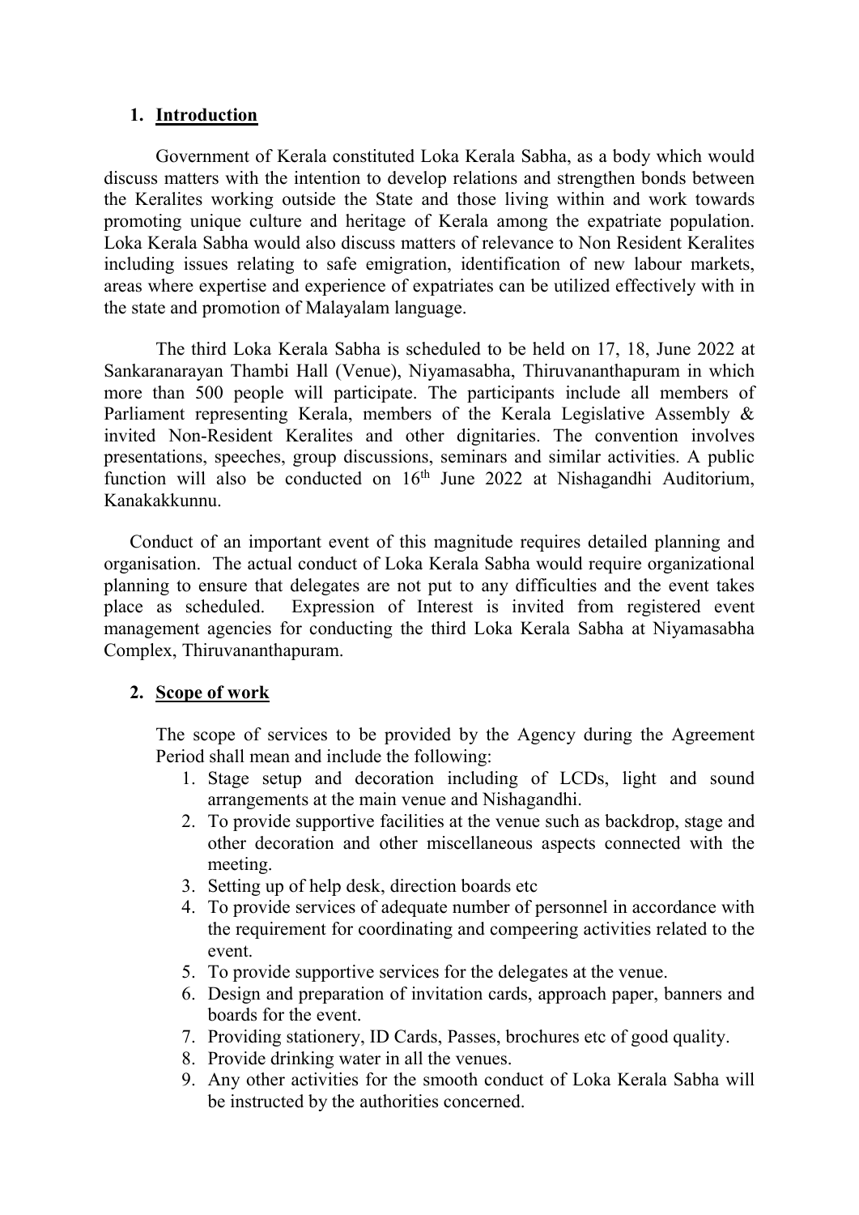## 1. Introduction

Government of Kerala constituted Loka Kerala Sabha, as a body which would discuss matters with the intention to develop relations and strengthen bonds between the Keralites working outside the State and those living within and work towards promoting unique culture and heritage of Kerala among the expatriate population. Loka Kerala Sabha would also discuss matters of relevance to Non Resident Keralites including issues relating to safe emigration, identification of new labour markets, areas where expertise and experience of expatriates can be utilized effectively with in the state and promotion of Malayalam language.

The third Loka Kerala Sabha is scheduled to be held on 17, 18, June 2022 at Sankaranarayan Thambi Hall (Venue), Niyamasabha, Thiruvananthapuram in which more than 500 people will participate. The participants include all members of Parliament representing Kerala, members of the Kerala Legislative Assembly & invited Non-Resident Keralites and other dignitaries. The convention involves presentations, speeches, group discussions, seminars and similar activities. A public function will also be conducted on 16th June 2022 at Nishagandhi Auditorium, Kanakakkunnu.

Conduct of an important event of this magnitude requires detailed planning and organisation. The actual conduct of Loka Kerala Sabha would require organizational planning to ensure that delegates are not put to any difficulties and the event takes place as scheduled. Expression of Interest is invited from registered event management agencies for conducting the third Loka Kerala Sabha at Niyamasabha Complex, Thiruvananthapuram.

## 2. Scope of work

The scope of services to be provided by the Agency during the Agreement Period shall mean and include the following:

1. Stage setup and decoration including of LCDs, light and sound arrangements at the main venue and Nishagandhi.
2. To provide supportive facilities at the venue such as backdrop, stage and other decoration and other miscellaneous aspects connected with the meeting.
3. Setting up of help desk, direction boards etc
4. To provide services of adequate number of personnel in accordance with the requirement for coordinating and compeering activities related to the event.
5. To provide supportive services for the delegates at the venue.
6. Design and preparation of invitation cards, approach paper, banners and boards for the event.
7. Providing stationery, ID Cards, Passes, brochures etc of good quality.
8. Provide drinking water in all the venues.
9. Any other activities for the smooth conduct of Loka Kerala Sabha will be instructed by the authorities concerned.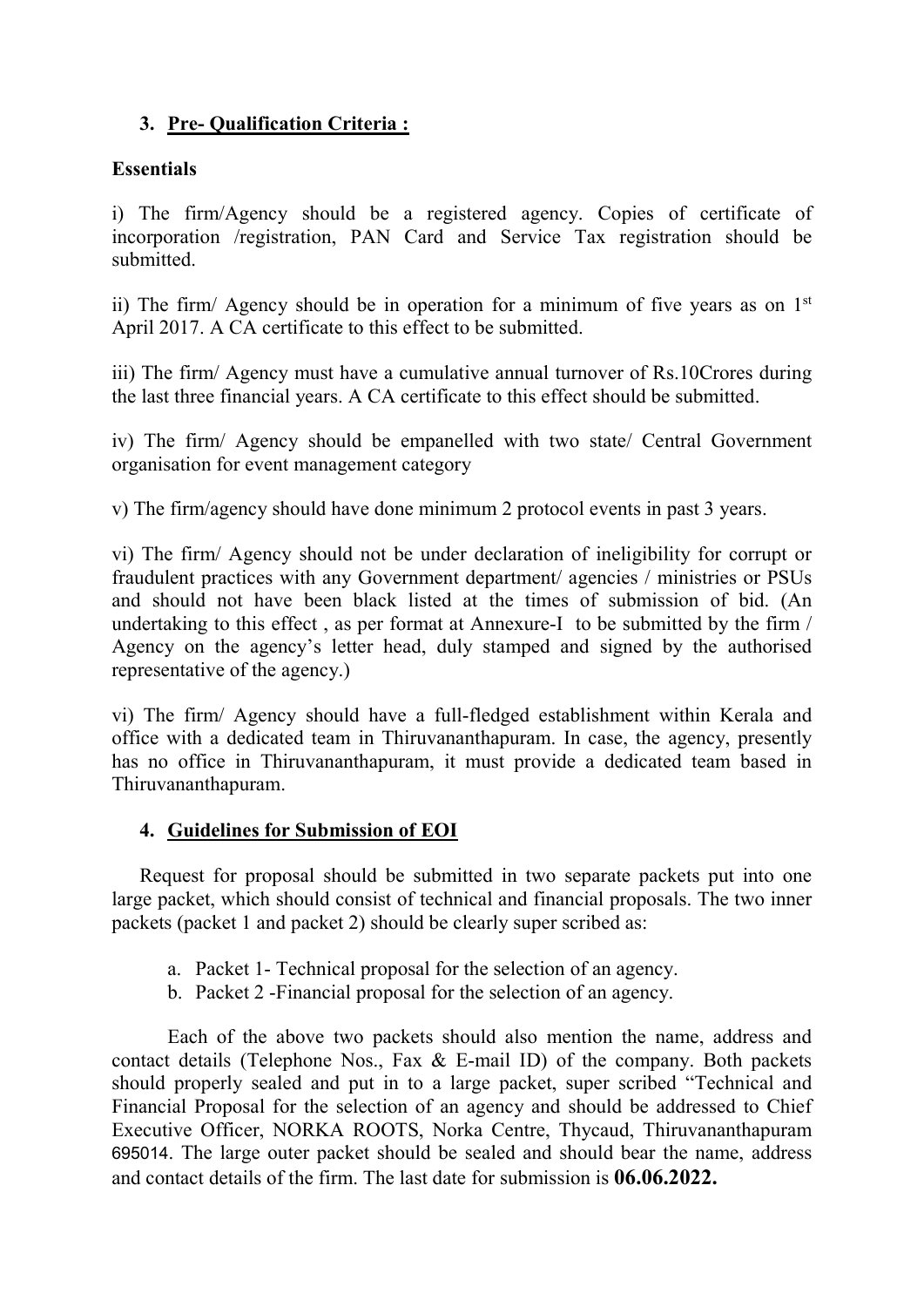## 3. Pre- Qualification Criteria :

**Essentials**

i) The firm/Agency should be a registered agency. Copies of certificate of incorporation /registration, PAN Card and Service Tax registration should be submitted.

ii) The firm/ Agency should be in operation for a minimum of five years as on 1st April 2017. A CA certificate to this effect to be submitted.

iii) The firm/ Agency must have a cumulative annual turnover of Rs.10Crores during the last three financial years. A CA certificate to this effect should be submitted.

iv) The firm/ Agency should be empanelled with two state/ Central Government organisation for event management category

v) The firm/agency should have done minimum 2 protocol events in past 3 years.

vi) The firm/ Agency should not be under declaration of ineligibility for corrupt or fraudulent practices with any Government department/ agencies / ministries or PSUs and should not have been black listed at the times of submission of bid. (An undertaking to this effect , as per format at Annexure-I to be submitted by the firm / Agency on the agency's letter head, duly stamped and signed by the authorised representative of the agency.)

vi) The firm/ Agency should have a full-fledged establishment within Kerala and office with a dedicated team in Thiruvananthapuram. In case, the agency, presently has no office in Thiruvananthapuram, it must provide a dedicated team based in Thiruvananthapuram.

## 4. Guidelines for Submission of EOI

Request for proposal should be submitted in two separate packets put into one large packet, which should consist of technical and financial proposals. The two inner packets (packet 1 and packet 2) should be clearly super scribed as:

a. Packet 1- Technical proposal for the selection of an agency.
b. Packet 2 -Financial proposal for the selection of an agency.

Each of the above two packets should also mention the name, address and contact details (Telephone Nos., Fax & E-mail ID) of the company. Both packets should properly sealed and put in to a large packet, super scribed "Technical and Financial Proposal for the selection of an agency and should be addressed to Chief Executive Officer, NORKA ROOTS, Norka Centre, Thycaud, Thiruvananthapuram 695014. The large outer packet should be sealed and should bear the name, address and contact details of the firm. The last date for submission is **06.06.2022.**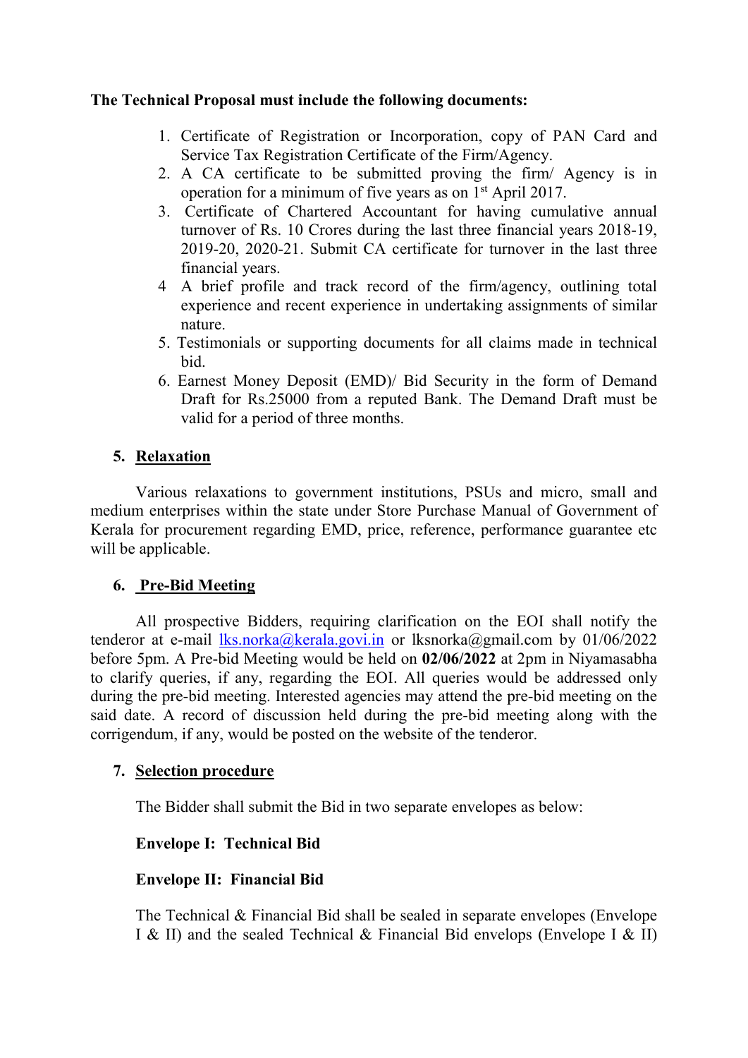**The Technical Proposal must include the following documents:**

1. Certificate of Registration or Incorporation, copy of PAN Card and Service Tax Registration Certificate of the Firm/Agency.
2. A CA certificate to be submitted proving the firm/ Agency is in operation for a minimum of five years as on 1st April 2017.
3. Certificate of Chartered Accountant for having cumulative annual turnover of Rs. 10 Crores during the last three financial years 2018-19, 2019-20, 2020-21. Submit CA certificate for turnover in the last three financial years.
4. A brief profile and track record of the firm/agency, outlining total experience and recent experience in undertaking assignments of similar nature.
5. Testimonials or supporting documents for all claims made in technical bid.
6. Earnest Money Deposit (EMD)/ Bid Security in the form of Demand Draft for Rs.25000 from a reputed Bank. The Demand Draft must be valid for a period of three months.

## 5. Relaxation

Various relaxations to government institutions, PSUs and micro, small and medium enterprises within the state under Store Purchase Manual of Government of Kerala for procurement regarding EMD, price, reference, performance guarantee etc will be applicable.

## 6. Pre-Bid Meeting

All prospective Bidders, requiring clarification on the EOI shall notify the tenderor at e-mail lks.norka@kerala.govi.in or lksnorka@gmail.com by 01/06/2022 before 5pm. A Pre-bid Meeting would be held on **02/06/2022** at 2pm in Niyamasabha to clarify queries, if any, regarding the EOI. All queries would be addressed only during the pre-bid meeting. Interested agencies may attend the pre-bid meeting on the said date. A record of discussion held during the pre-bid meeting along with the corrigendum, if any, would be posted on the website of the tenderor.

## 7. Selection procedure

The Bidder shall submit the Bid in two separate envelopes as below:

**Envelope I: Technical Bid**

**Envelope II: Financial Bid**

The Technical & Financial Bid shall be sealed in separate envelopes (Envelope I & II) and the sealed Technical & Financial Bid envelops (Envelope I & II)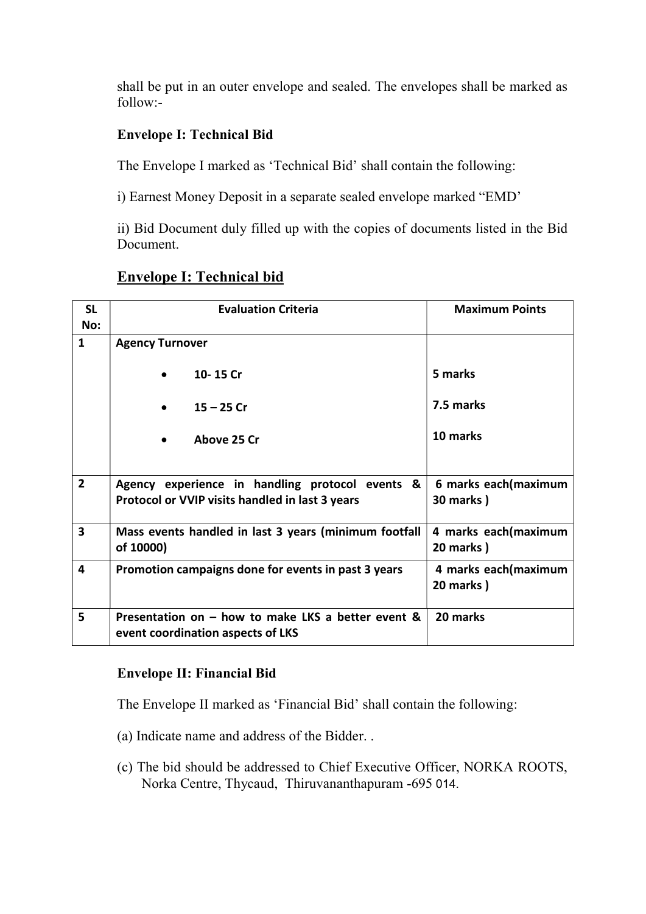shall be put in an outer envelope and sealed. The envelopes shall be marked as follow:-

**Envelope I: Technical Bid**

The Envelope I marked as 'Technical Bid' shall contain the following:

i) Earnest Money Deposit in a separate sealed envelope marked "EMD'

ii) Bid Document duly filled up with the copies of documents listed in the Bid Document.

## Envelope I: Technical bid

| SL No: | Evaluation Criteria | Maximum Points |
|---|---|---|
| 1 | **Agency Turnover**<br>• 10- 15 Cr<br>• 15 – 25 Cr<br>• Above 25 Cr | <br>5 marks<br>7.5 marks<br>10 marks |
| 2 | **Agency experience in handling protocol events & Protocol or VVIP visits handled in last 3 years** | 6 marks each(maximum 30 marks ) |
| 3 | **Mass events handled in last 3 years (minimum footfall of 10000)** | 4 marks each(maximum 20 marks ) |
| 4 | **Promotion campaigns done for events in past 3 years** | 4 marks each(maximum 20 marks ) |
| 5 | **Presentation on – how to make LKS a better event & event coordination aspects of LKS** | 20 marks |

**Envelope II: Financial Bid**

The Envelope II marked as 'Financial Bid' shall contain the following:

(a) Indicate name and address of the Bidder. .

(c) The bid should be addressed to Chief Executive Officer, NORKA ROOTS, Norka Centre, Thycaud, Thiruvananthapuram -695 014.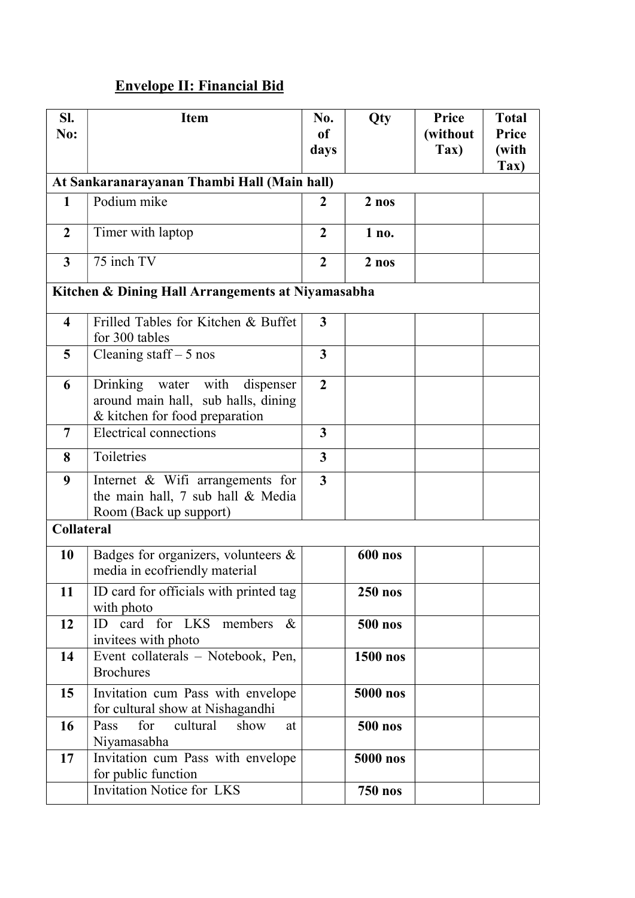## Envelope II: Financial Bid

| Sl. No: | Item | No. of days | Qty | Price (without Tax) | Total Price (with Tax) |
|---|---|---|---|---|---|
| **At Sankaranarayanan Thambi Hall (Main hall)** | | | | | |
| **1** | Podium mike | **2** | **2 nos** | | |
| **2** | Timer with laptop | **2** | **1 no.** | | |
| **3** | 75 inch TV | **2** | **2 nos** | | |
| **Kitchen & Dining Hall Arrangements at Niyamasabha** | | | | | |
| **4** | Frilled Tables for Kitchen & Buffet for 300 tables | **3** | | | |
| **5** | Cleaning staff – 5 nos | **3** | | | |
| **6** | Drinking water with dispenser around main hall, sub halls, dining & kitchen for food preparation | **2** | | | |
| **7** | Electrical connections | **3** | | | |
| **8** | Toiletries | **3** | | | |
| **9** | Internet & Wifi arrangements for the main hall, 7 sub hall & Media Room (Back up support) | **3** | | | |
| **Collateral** | | | | | |
| **10** | Badges for organizers, volunteers & media in ecofriendly material | | **600 nos** | | |
| **11** | ID card for officials with printed tag with photo | | **250 nos** | | |
| **12** | ID card for LKS members & invitees with photo | | **500 nos** | | |
| **14** | Event collaterals – Notebook, Pen, Brochures | | **1500 nos** | | |
| **15** | Invitation cum Pass with envelope for cultural show at Nishagandhi | | **5000 nos** | | |
| **16** | Pass for cultural show at Niyamasabha | | **500 nos** | | |
| **17** | Invitation cum Pass with envelope for public function | | **5000 nos** | | |
| | Invitation Notice for LKS | | **750 nos** | | |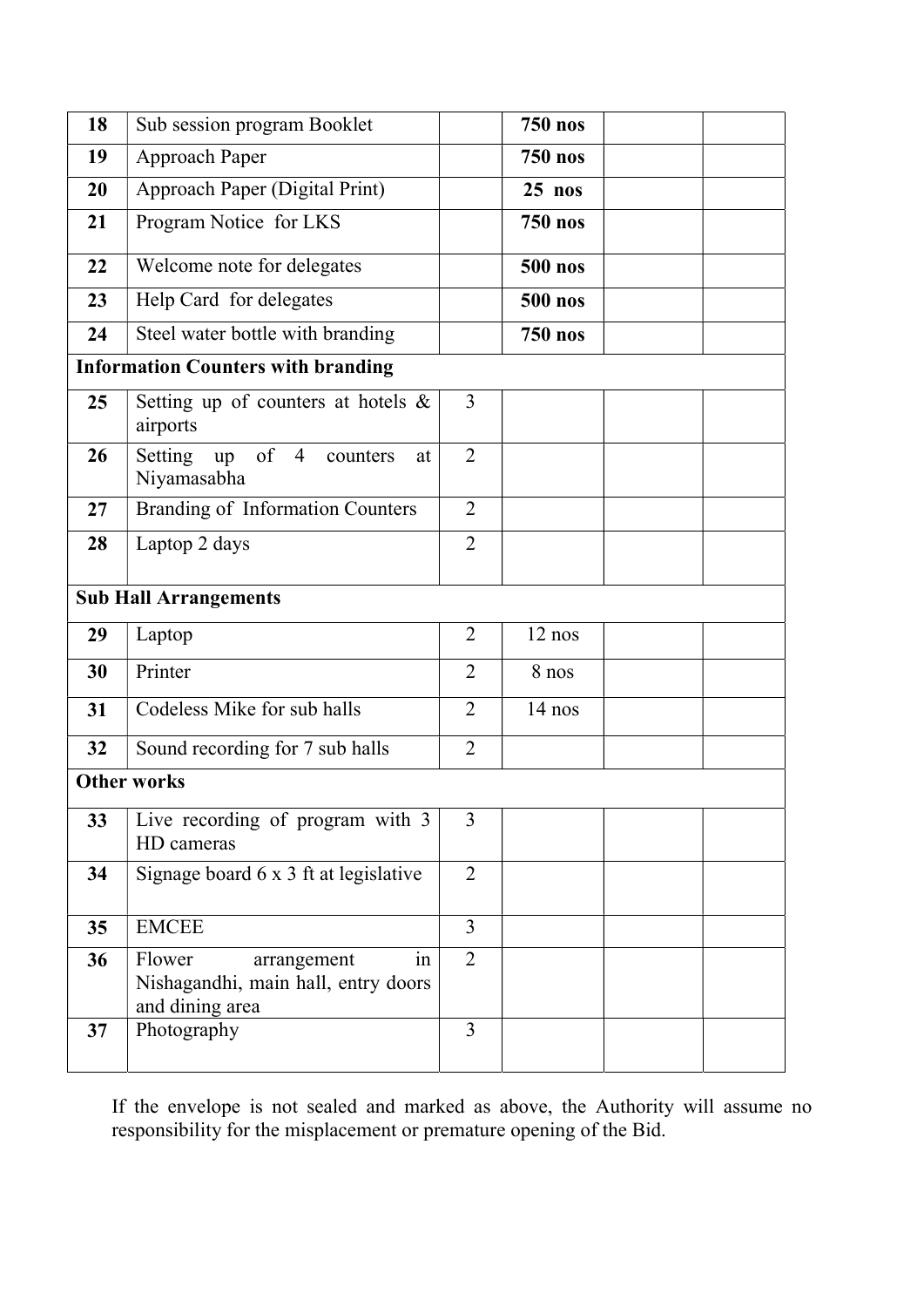| | | | | | |
|---|---|---|---|---|---|
| **18** | Sub session program Booklet | | **750 nos** | | |
| **19** | Approach Paper | | **750 nos** | | |
| **20** | Approach Paper (Digital Print) | | **25 nos** | | |
| **21** | Program Notice for LKS | | **750 nos** | | |
| **22** | Welcome note for delegates | | **500 nos** | | |
| **23** | Help Card for delegates | | **500 nos** | | |
| **24** | Steel water bottle with branding | | **750 nos** | | |
| **Information Counters with branding** | | | | | |
| **25** | Setting up of counters at hotels & airports | 3 | | | |
| **26** | Setting up of 4 counters at Niyamasabha | 2 | | | |
| **27** | Branding of Information Counters | 2 | | | |
| **28** | Laptop 2 days | 2 | | | |
| **Sub Hall Arrangements** | | | | | |
| **29** | Laptop | 2 | 12 nos | | |
| **30** | Printer | 2 | 8 nos | | |
| **31** | Codeless Mike for sub halls | 2 | 14 nos | | |
| **32** | Sound recording for 7 sub halls | 2 | | | |
| **Other works** | | | | | |
| **33** | Live recording of program with 3 HD cameras | 3 | | | |
| **34** | Signage board 6 x 3 ft at legislative | 2 | | | |
| **35** | EMCEE | 3 | | | |
| **36** | Flower arrangement in Nishagandhi, main hall, entry doors and dining area | 2 | | | |
| **37** | Photography | 3 | | | |

If the envelope is not sealed and marked as above, the Authority will assume no responsibility for the misplacement or premature opening of the Bid.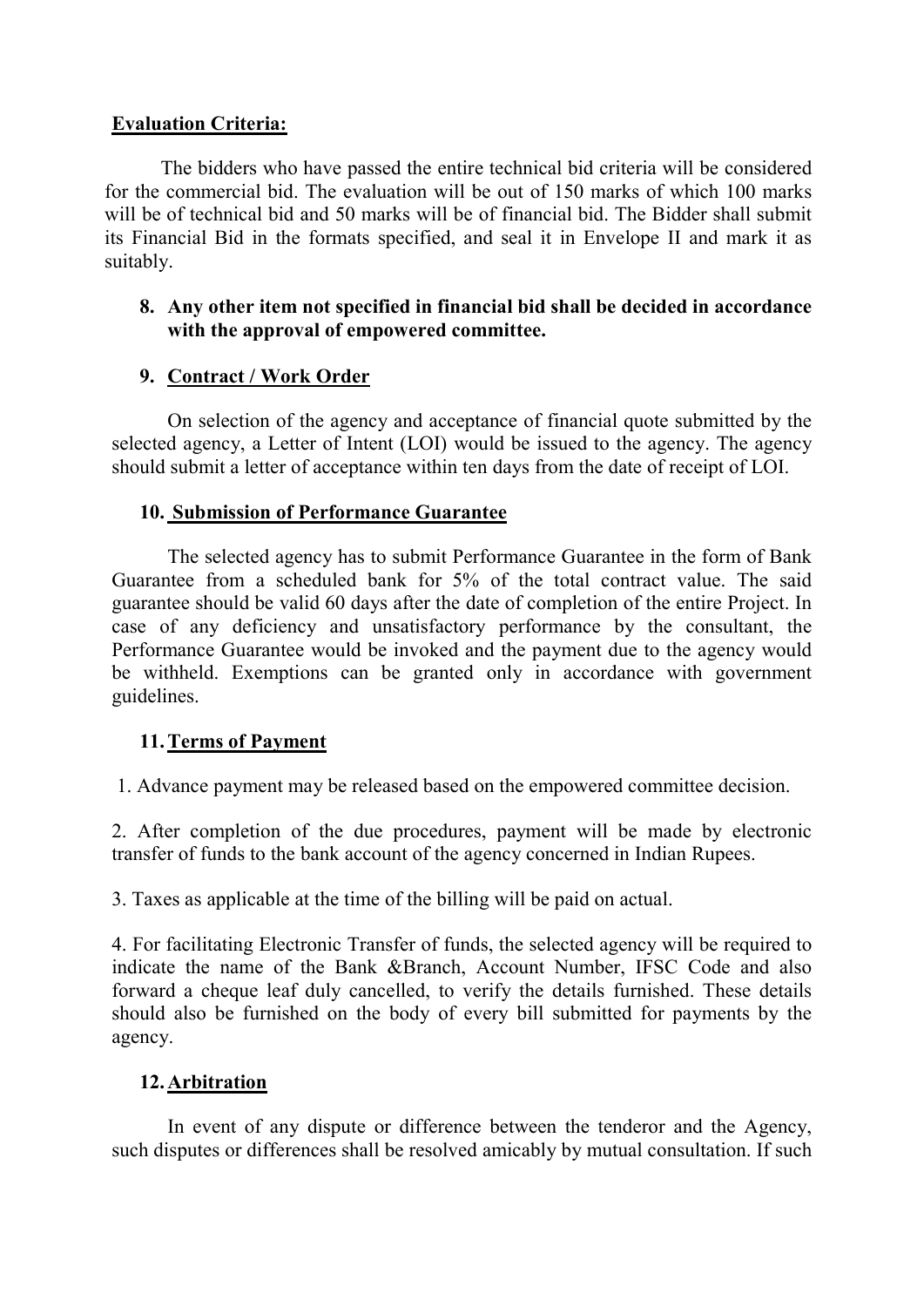**Evaluation Criteria:**

The bidders who have passed the entire technical bid criteria will be considered for the commercial bid. The evaluation will be out of 150 marks of which 100 marks will be of technical bid and 50 marks will be of financial bid. The Bidder shall submit its Financial Bid in the formats specified, and seal it in Envelope II and mark it as suitably.

8. **Any other item not specified in financial bid shall be decided in accordance with the approval of empowered committee.**

9. **Contract / Work Order**

On selection of the agency and acceptance of financial quote submitted by the selected agency, a Letter of Intent (LOI) would be issued to the agency. The agency should submit a letter of acceptance within ten days from the date of receipt of LOI.

10. **Submission of Performance Guarantee**

The selected agency has to submit Performance Guarantee in the form of Bank Guarantee from a scheduled bank for 5% of the total contract value. The said guarantee should be valid 60 days after the date of completion of the entire Project. In case of any deficiency and unsatisfactory performance by the consultant, the Performance Guarantee would be invoked and the payment due to the agency would be withheld. Exemptions can be granted only in accordance with government guidelines.

11. **Terms of Payment**

1. Advance payment may be released based on the empowered committee decision.

2. After completion of the due procedures, payment will be made by electronic transfer of funds to the bank account of the agency concerned in Indian Rupees.

3. Taxes as applicable at the time of the billing will be paid on actual.

4. For facilitating Electronic Transfer of funds, the selected agency will be required to indicate the name of the Bank &Branch, Account Number, IFSC Code and also forward a cheque leaf duly cancelled, to verify the details furnished. These details should also be furnished on the body of every bill submitted for payments by the agency.

12. **Arbitration**

In event of any dispute or difference between the tenderor and the Agency, such disputes or differences shall be resolved amicably by mutual consultation. If such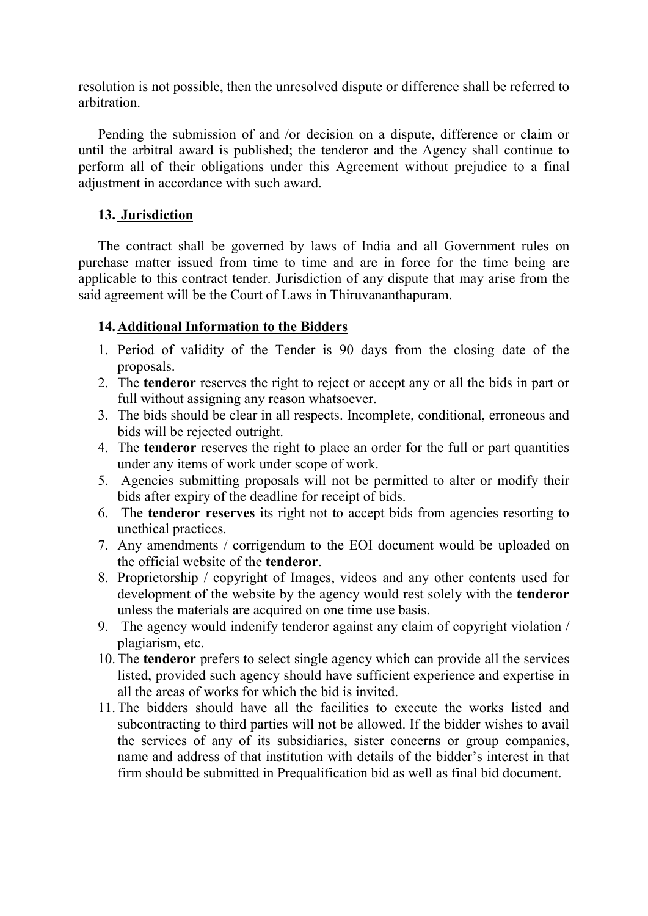resolution is not possible, then the unresolved dispute or difference shall be referred to arbitration.

Pending the submission of and /or decision on a dispute, difference or claim or until the arbitral award is published; the tenderor and the Agency shall continue to perform all of their obligations under this Agreement without prejudice to a final adjustment in accordance with such award.

### 13. Jurisdiction

The contract shall be governed by laws of India and all Government rules on purchase matter issued from time to time and are in force for the time being are applicable to this contract tender. Jurisdiction of any dispute that may arise from the said agreement will be the Court of Laws in Thiruvananthapuram.

### 14. Additional Information to the Bidders

1. Period of validity of the Tender is 90 days from the closing date of the proposals.
2. The **tenderor** reserves the right to reject or accept any or all the bids in part or full without assigning any reason whatsoever.
3. The bids should be clear in all respects. Incomplete, conditional, erroneous and bids will be rejected outright.
4. The **tenderor** reserves the right to place an order for the full or part quantities under any items of work under scope of work.
5. Agencies submitting proposals will not be permitted to alter or modify their bids after expiry of the deadline for receipt of bids.
6. The **tenderor reserves** its right not to accept bids from agencies resorting to unethical practices.
7. Any amendments / corrigendum to the EOI document would be uploaded on the official website of the **tenderor**.
8. Proprietorship / copyright of Images, videos and any other contents used for development of the website by the agency would rest solely with the **tenderor** unless the materials are acquired on one time use basis.
9. The agency would indenify tenderor against any claim of copyright violation / plagiarism, etc.
10. The **tenderor** prefers to select single agency which can provide all the services listed, provided such agency should have sufficient experience and expertise in all the areas of works for which the bid is invited.
11. The bidders should have all the facilities to execute the works listed and subcontracting to third parties will not be allowed. If the bidder wishes to avail the services of any of its subsidiaries, sister concerns or group companies, name and address of that institution with details of the bidder's interest in that firm should be submitted in Prequalification bid as well as final bid document.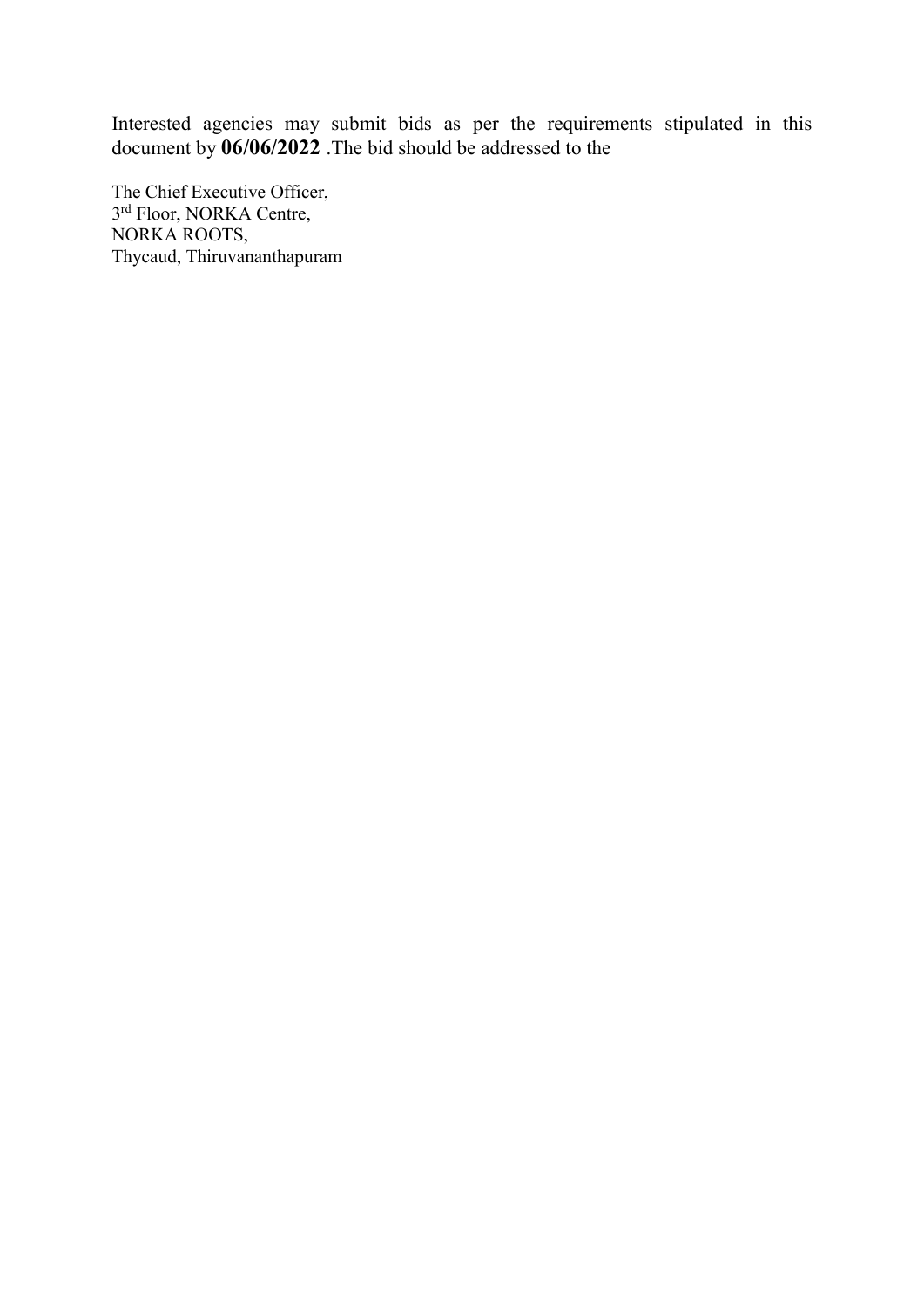Interested agencies may submit bids as per the requirements stipulated in this document by **06/06/2022** .The bid should be addressed to the

The Chief Executive Officer,
3rd Floor, NORKA Centre,
NORKA ROOTS,
Thycaud, Thiruvananthapuram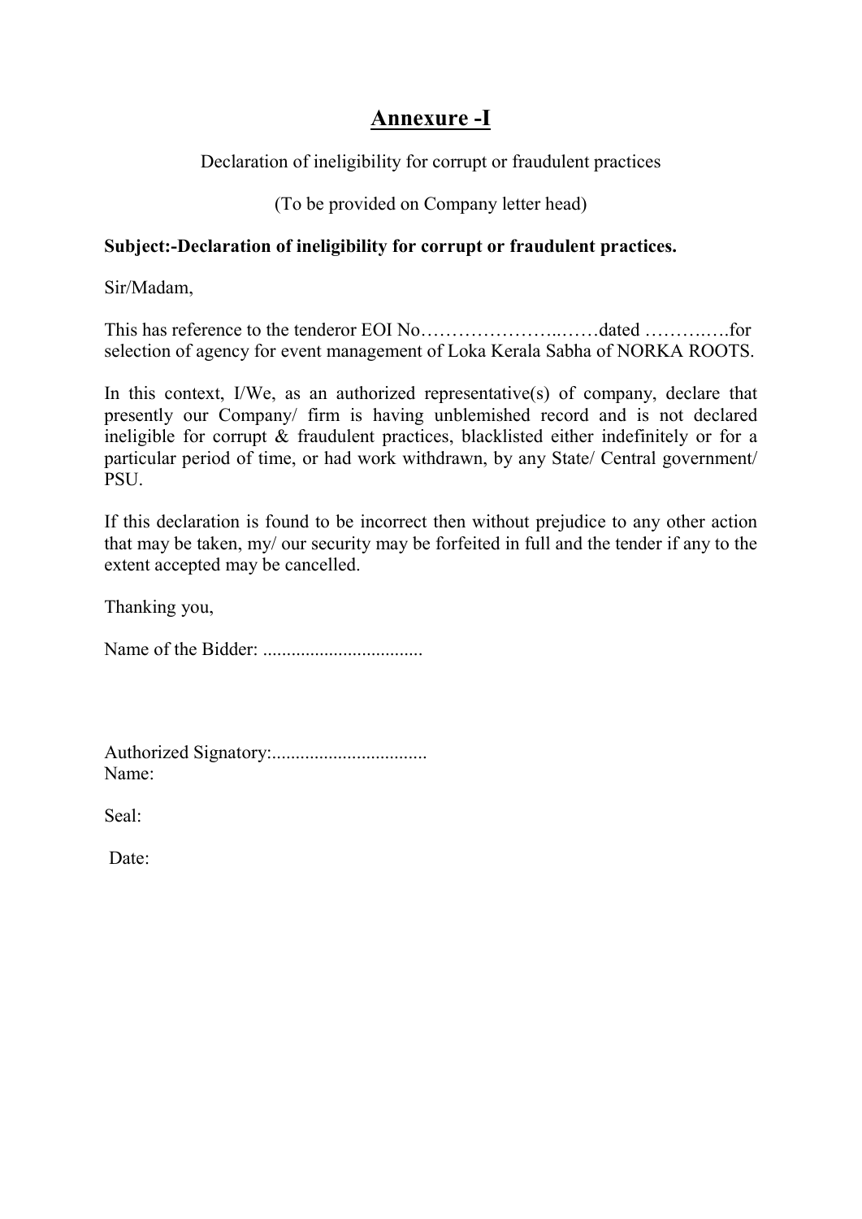# Annexure -I

Declaration of ineligibility for corrupt or fraudulent practices

(To be provided on Company letter head)

**Subject:-Declaration of ineligibility for corrupt or fraudulent practices.**

Sir/Madam,

This has reference to the tenderor EOI No…………………..……dated ………..….for selection of agency for event management of Loka Kerala Sabha of NORKA ROOTS.

In this context, I/We, as an authorized representative(s) of company, declare that presently our Company/ firm is having unblemished record and is not declared ineligible for corrupt & fraudulent practices, blacklisted either indefinitely or for a particular period of time, or had work withdrawn, by any State/ Central government/ PSU.

If this declaration is found to be incorrect then without prejudice to any other action that may be taken, my/ our security may be forfeited in full and the tender if any to the extent accepted may be cancelled.

Thanking you,

Name of the Bidder: .................................

Authorized Signatory:................................
Name:

Seal:

Date: